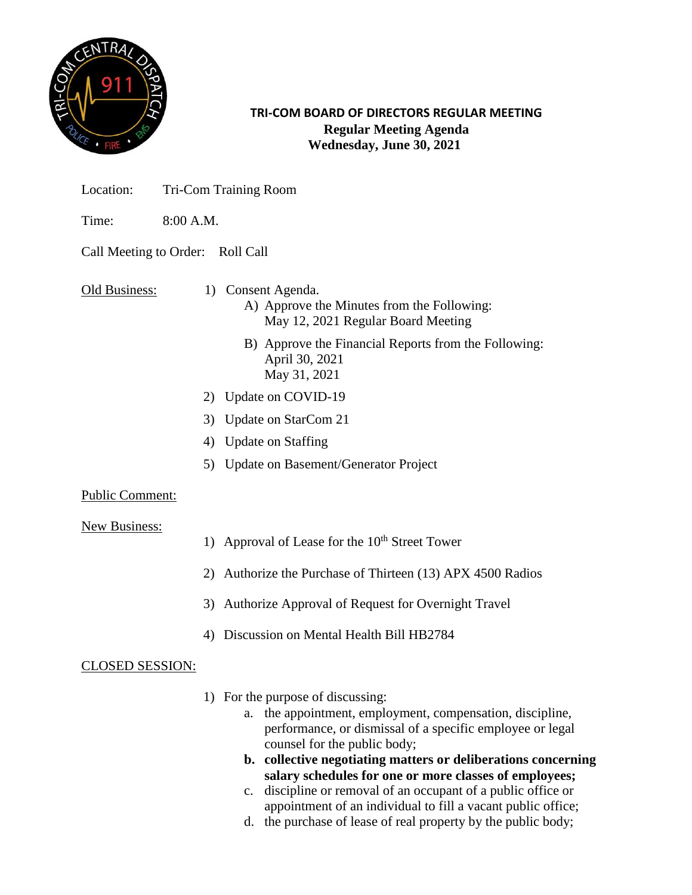## TRI-COM BOARD OF DIRECTORS REGULAR MEETING

**Regular Meeting Agenda**
**Wednesday, June 30, 2021**

Location: Tri-Com Training Room

Time: 8:00 A.M.

Call Meeting to Order: Roll Call

Old Business:

1) Consent Agenda.
   - A) Approve the Minutes from the Following:
     May 12, 2021 Regular Board Meeting
   - B) Approve the Financial Reports from the Following:
     April 30, 2021
     May 31, 2021
2) Update on COVID-19
3) Update on StarCom 21
4) Update on Staffing
5) Update on Basement/Generator Project

Public Comment:

New Business:

1) Approval of Lease for the 10th Street Tower
2) Authorize the Purchase of Thirteen (13) APX 4500 Radios
3) Authorize Approval of Request for Overnight Travel
4) Discussion on Mental Health Bill HB2784

CLOSED SESSION:

1) For the purpose of discussing:
   - a. the appointment, employment, compensation, discipline, performance, or dismissal of a specific employee or legal counsel for the public body;
   - **b. collective negotiating matters or deliberations concerning salary schedules for one or more classes of employees;**
   - c. discipline or removal of an occupant of a public office or appointment of an individual to fill a vacant public office;
   - d. the purchase of lease of real property by the public body;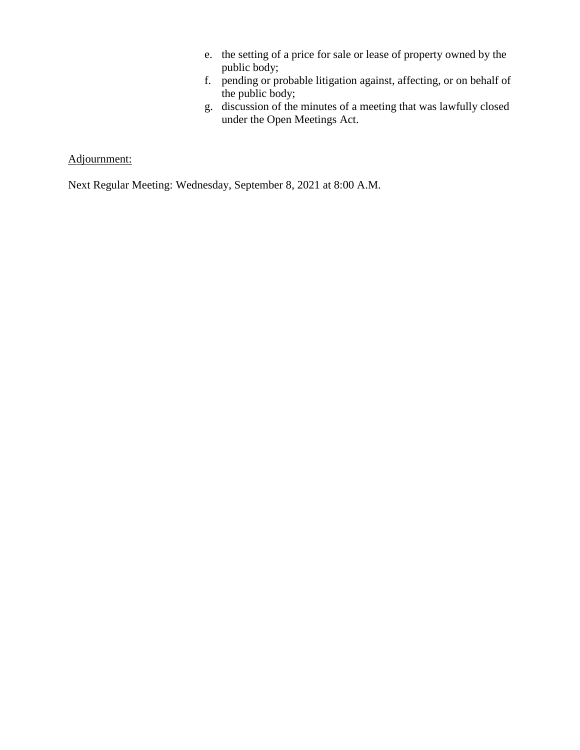e. the setting of a price for sale or lease of property owned by the public body;
f. pending or probable litigation against, affecting, or on behalf of the public body;
g. discussion of the minutes of a meeting that was lawfully closed under the Open Meetings Act.

<u>Adjournment:</u>

Next Regular Meeting: Wednesday, September 8, 2021 at 8:00 A.M.